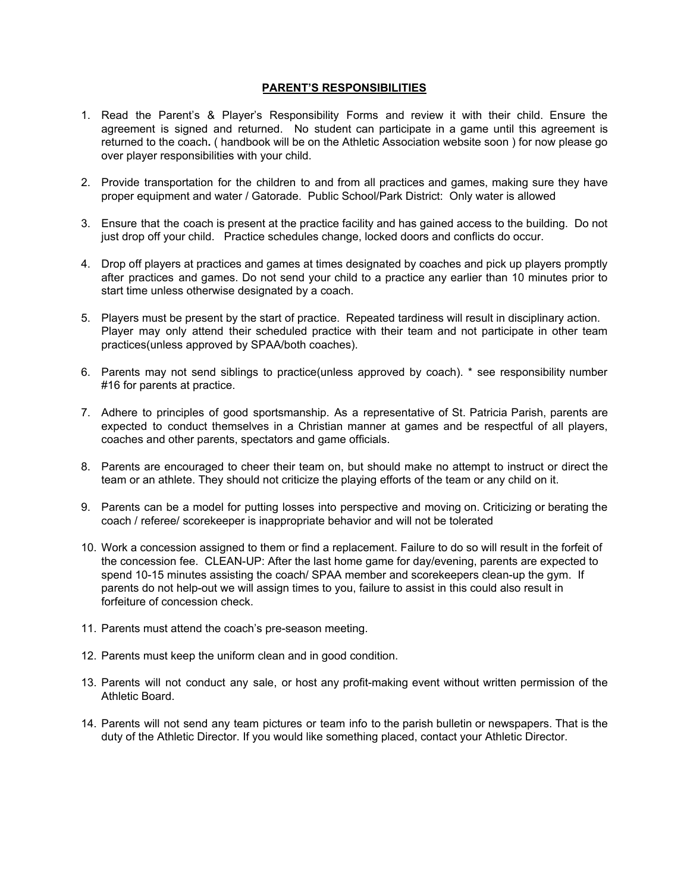## PARENT'S RESPONSIBILITIES

1. Read the Parent's & Player's Responsibility Forms and review it with their child. Ensure the agreement is signed and returned. No student can participate in a game until this agreement is returned to the coach**.** ( handbook will be on the Athletic Association website soon ) for now please go over player responsibilities with your child.

2. Provide transportation for the children to and from all practices and games, making sure they have proper equipment and water / Gatorade. Public School/Park District: Only water is allowed

3. Ensure that the coach is present at the practice facility and has gained access to the building. Do not just drop off your child. Practice schedules change, locked doors and conflicts do occur.

4. Drop off players at practices and games at times designated by coaches and pick up players promptly after practices and games. Do not send your child to a practice any earlier than 10 minutes prior to start time unless otherwise designated by a coach.

5. Players must be present by the start of practice. Repeated tardiness will result in disciplinary action. Player may only attend their scheduled practice with their team and not participate in other team practices(unless approved by SPAA/both coaches).

6. Parents may not send siblings to practice(unless approved by coach). * see responsibility number #16 for parents at practice.

7. Adhere to principles of good sportsmanship. As a representative of St. Patricia Parish, parents are expected to conduct themselves in a Christian manner at games and be respectful of all players, coaches and other parents, spectators and game officials.

8. Parents are encouraged to cheer their team on, but should make no attempt to instruct or direct the team or an athlete. They should not criticize the playing efforts of the team or any child on it.

9. Parents can be a model for putting losses into perspective and moving on. Criticizing or berating the coach / referee/ scorekeeper is inappropriate behavior and will not be tolerated

10. Work a concession assigned to them or find a replacement. Failure to do so will result in the forfeit of the concession fee. CLEAN-UP: After the last home game for day/evening, parents are expected to spend 10-15 minutes assisting the coach/ SPAA member and scorekeepers clean-up the gym. If parents do not help-out we will assign times to you, failure to assist in this could also result in forfeiture of concession check.

11. Parents must attend the coach's pre-season meeting.

12. Parents must keep the uniform clean and in good condition.

13. Parents will not conduct any sale, or host any profit-making event without written permission of the Athletic Board.

14. Parents will not send any team pictures or team info to the parish bulletin or newspapers. That is the duty of the Athletic Director. If you would like something placed, contact your Athletic Director.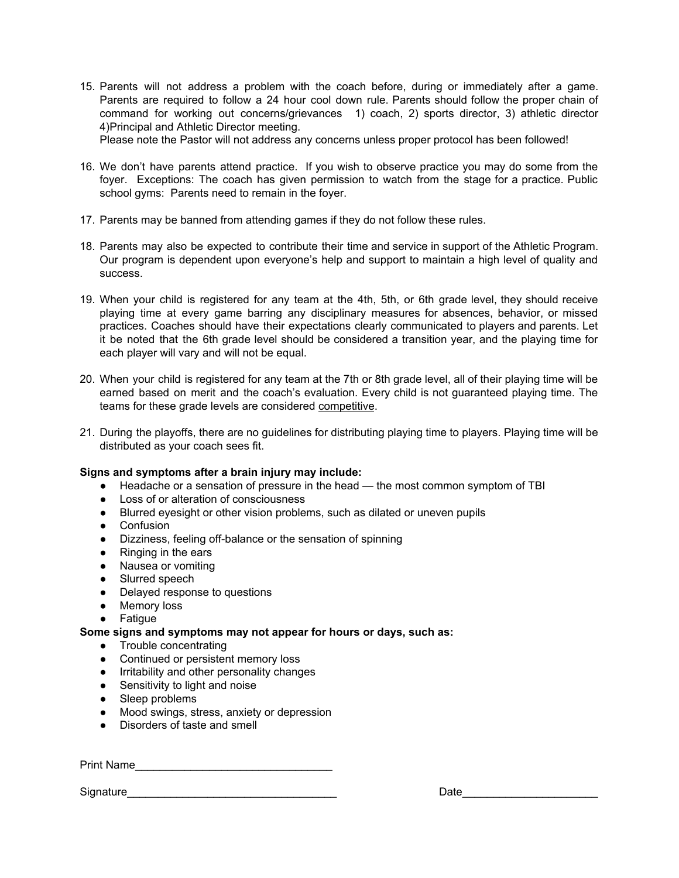15. Parents will not address a problem with the coach before, during or immediately after a game. Parents are required to follow a 24 hour cool down rule. Parents should follow the proper chain of command for working out concerns/grievances 1) coach, 2) sports director, 3) athletic director 4)Principal and Athletic Director meeting.
    Please note the Pastor will not address any concerns unless proper protocol has been followed!

16. We don't have parents attend practice. If you wish to observe practice you may do some from the foyer. Exceptions: The coach has given permission to watch from the stage for a practice. Public school gyms: Parents need to remain in the foyer.

17. Parents may be banned from attending games if they do not follow these rules.

18. Parents may also be expected to contribute their time and service in support of the Athletic Program. Our program is dependent upon everyone's help and support to maintain a high level of quality and success.

19. When your child is registered for any team at the 4th, 5th, or 6th grade level, they should receive playing time at every game barring any disciplinary measures for absences, behavior, or missed practices. Coaches should have their expectations clearly communicated to players and parents. Let it be noted that the 6th grade level should be considered a transition year, and the playing time for each player will vary and will not be equal.

20. When your child is registered for any team at the 7th or 8th grade level, all of their playing time will be earned based on merit and the coach's evaluation. Every child is not guaranteed playing time. The teams for these grade levels are considered <u>competitive</u>.

21. During the playoffs, there are no guidelines for distributing playing time to players. Playing time will be distributed as your coach sees fit.

**Signs and symptoms after a brain injury may include:**

- Headache or a sensation of pressure in the head — the most common symptom of TBI
- Loss of or alteration of consciousness
- Blurred eyesight or other vision problems, such as dilated or uneven pupils
- Confusion
- Dizziness, feeling off-balance or the sensation of spinning
- Ringing in the ears
- Nausea or vomiting
- Slurred speech
- Delayed response to questions
- Memory loss
- Fatigue

**Some signs and symptoms may not appear for hours or days, such as:**

- Trouble concentrating
- Continued or persistent memory loss
- Irritability and other personality changes
- Sensitivity to light and noise
- Sleep problems
- Mood swings, stress, anxiety or depression
- Disorders of taste and smell

Print Name________________________________

Signature__________________________________ Date______________________